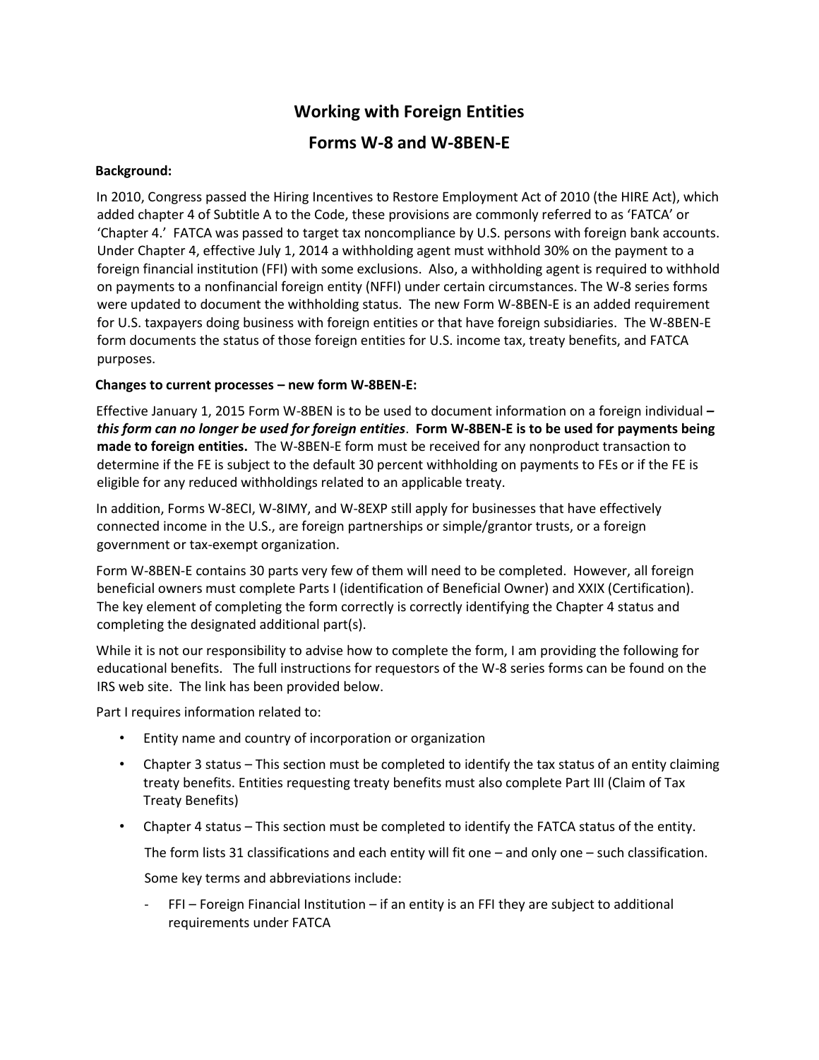# Working with Foreign Entities

# Forms W-8 and W-8BEN-E

**Background:**

In 2010, Congress passed the Hiring Incentives to Restore Employment Act of 2010 (the HIRE Act), which added chapter 4 of Subtitle A to the Code, these provisions are commonly referred to as 'FATCA' or 'Chapter 4.' FATCA was passed to target tax noncompliance by U.S. persons with foreign bank accounts. Under Chapter 4, effective July 1, 2014 a withholding agent must withhold 30% on the payment to a foreign financial institution (FFI) with some exclusions. Also, a withholding agent is required to withhold on payments to a nonfinancial foreign entity (NFFI) under certain circumstances. The W-8 series forms were updated to document the withholding status. The new Form W-8BEN-E is an added requirement for U.S. taxpayers doing business with foreign entities or that have foreign subsidiaries. The W-8BEN-E form documents the status of those foreign entities for U.S. income tax, treaty benefits, and FATCA purposes.

**Changes to current processes – new form W-8BEN-E:**

Effective January 1, 2015 Form W-8BEN is to be used to document information on a foreign individual **–** ***this form can no longer be used for foreign entities***. **Form W-8BEN-E is to be used for payments being made to foreign entities.** The W-8BEN-E form must be received for any nonproduct transaction to determine if the FE is subject to the default 30 percent withholding on payments to FEs or if the FE is eligible for any reduced withholdings related to an applicable treaty.

In addition, Forms W-8ECI, W-8IMY, and W-8EXP still apply for businesses that have effectively connected income in the U.S., are foreign partnerships or simple/grantor trusts, or a foreign government or tax-exempt organization.

Form W-8BEN-E contains 30 parts very few of them will need to be completed. However, all foreign beneficial owners must complete Parts I (identification of Beneficial Owner) and XXIX (Certification). The key element of completing the form correctly is correctly identifying the Chapter 4 status and completing the designated additional part(s).

While it is not our responsibility to advise how to complete the form, I am providing the following for educational benefits. The full instructions for requestors of the W-8 series forms can be found on the IRS web site. The link has been provided below.

Part I requires information related to:

- Entity name and country of incorporation or organization
- Chapter 3 status – This section must be completed to identify the tax status of an entity claiming treaty benefits. Entities requesting treaty benefits must also complete Part III (Claim of Tax Treaty Benefits)
- Chapter 4 status – This section must be completed to identify the FATCA status of the entity.

  The form lists 31 classifications and each entity will fit one – and only one – such classification.

  Some key terms and abbreviations include:

  - FFI – Foreign Financial Institution – if an entity is an FFI they are subject to additional requirements under FATCA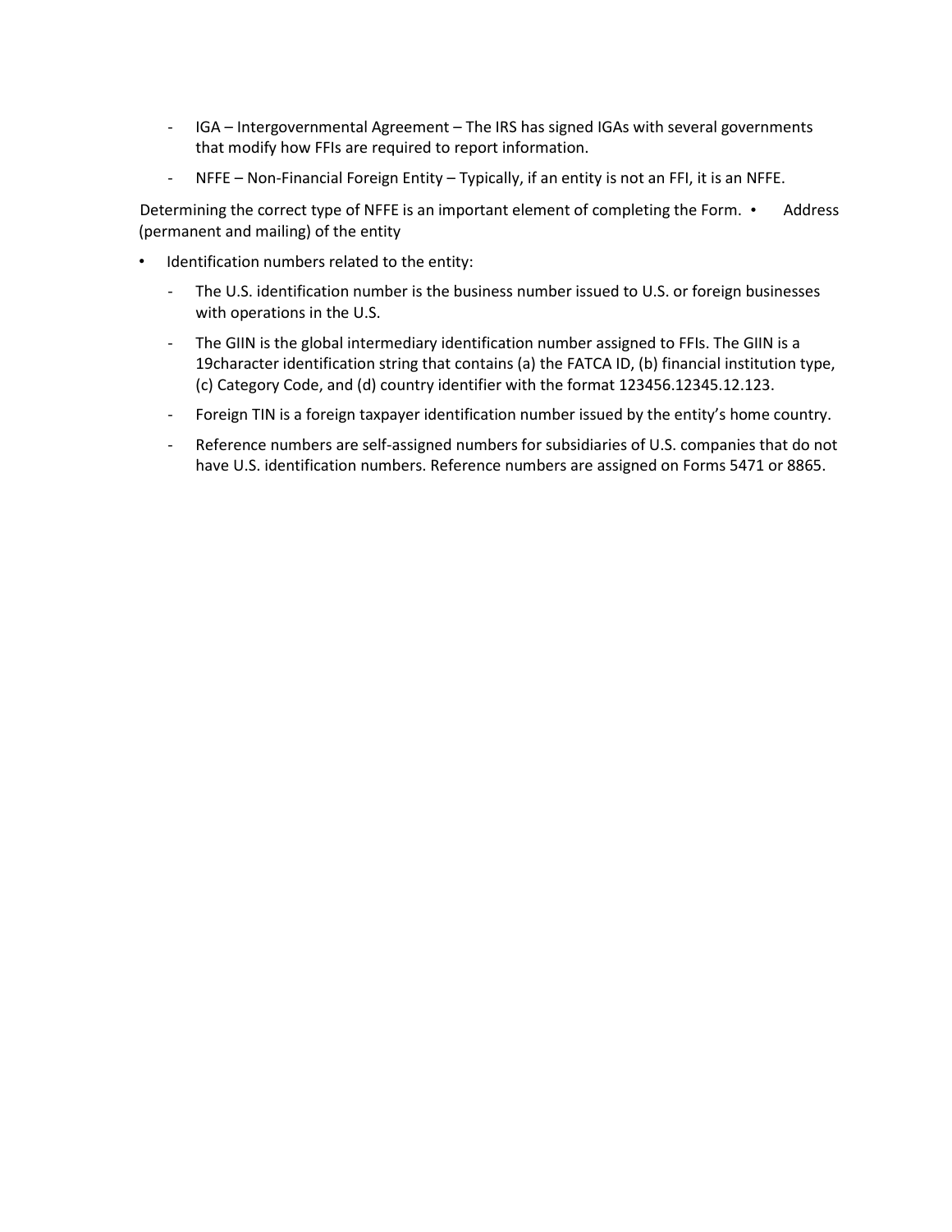- IGA – Intergovernmental Agreement – The IRS has signed IGAs with several governments that modify how FFIs are required to report information.
- NFFE – Non-Financial Foreign Entity – Typically, if an entity is not an FFI, it is an NFFE.

Determining the correct type of NFFE is an important element of completing the Form. • Address (permanent and mailing) of the entity

- Identification numbers related to the entity:
  - The U.S. identification number is the business number issued to U.S. or foreign businesses with operations in the U.S.
  - The GIIN is the global intermediary identification number assigned to FFIs. The GIIN is a 19character identification string that contains (a) the FATCA ID, (b) financial institution type, (c) Category Code, and (d) country identifier with the format 123456.12345.12.123.
  - Foreign TIN is a foreign taxpayer identification number issued by the entity's home country.
  - Reference numbers are self-assigned numbers for subsidiaries of U.S. companies that do not have U.S. identification numbers. Reference numbers are assigned on Forms 5471 or 8865.